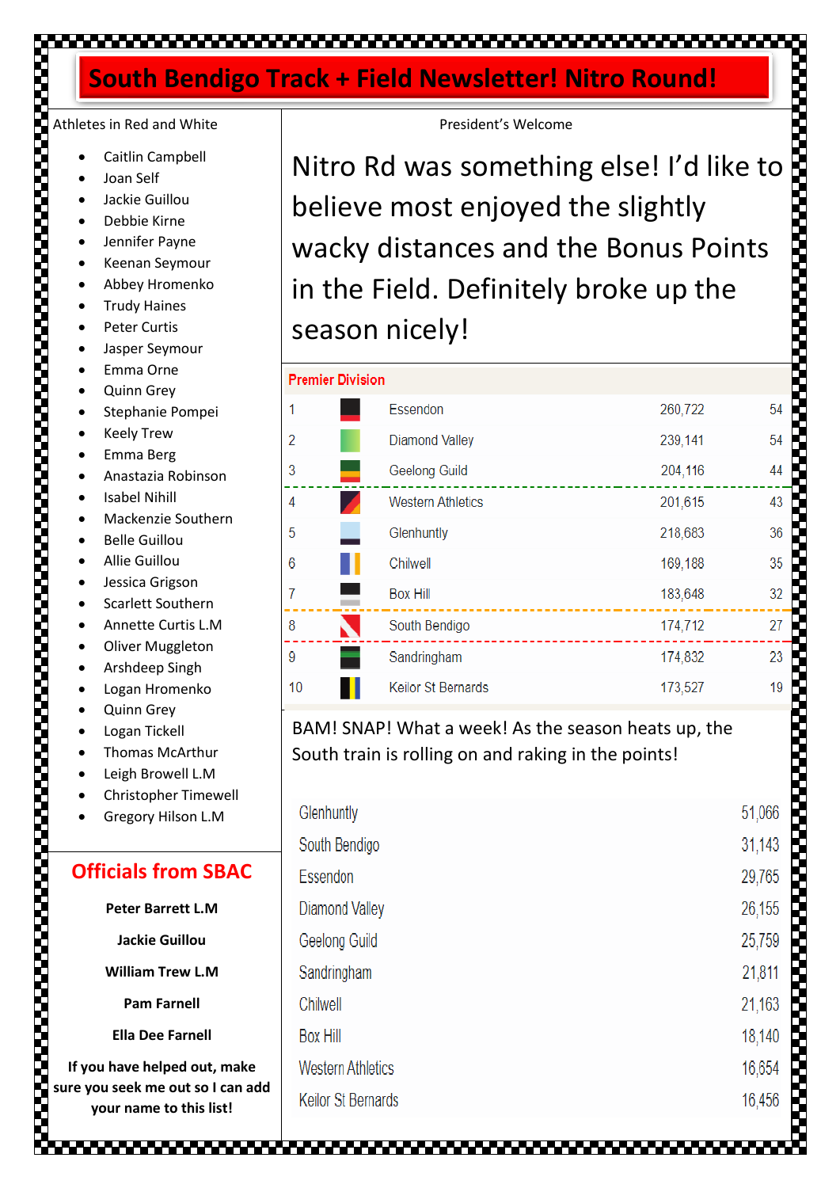# South Bendigo Track + Field Newsletter! Nitro Round!

## Athletes in Red and White

- Caitlin Campbell
- Joan Self
- Jackie Guillou
- Debbie Kirne
- Jennifer Payne
- Keenan Seymour
- Abbey Hromenko
- Trudy Haines
- Peter Curtis
- Jasper Seymour
- Emma Orne
- Quinn Grey
- Stephanie Pompei
- Keely Trew
- Emma Berg
- Anastazia Robinson
- Isabel Nihill
- Mackenzie Southern
- Belle Guillou
- Allie Guillou
- Jessica Grigson
- Scarlett Southern
- Annette Curtis L.M
- Oliver Muggleton
- Arshdeep Singh
- Logan Hromenko
- Quinn Grey
- Logan Tickell
- Thomas McArthur
- Leigh Browell L.M
- Christopher Timewell
- Gregory Hilson L.M

## Officials from SBAC

**Peter Barrett L.M**

**Jackie Guillou**

**William Trew L.M**

**Pam Farnell**

**Ella Dee Farnell**

**If you have helped out, make sure you seek me out so I can add your name to this list!**

## President's Welcome

Nitro Rd was something else! I'd like to believe most enjoyed the slightly wacky distances and the Bonus Points in the Field. Definitely broke up the season nicely!

**Premier Division**

| | Club | Points | |
|---|---|---|---|
| 1 | Essendon | 260,722 | 54 |
| 2 | Diamond Valley | 239,141 | 54 |
| 3 | Geelong Guild | 204,116 | 44 |
| 4 | Western Athletics | 201,615 | 43 |
| 5 | Glenhuntly | 218,683 | 36 |
| 6 | Chilwell | 169,188 | 35 |
| 7 | Box Hill | 183,648 | 32 |
| 8 | South Bendigo | 174,712 | 27 |
| 9 | Sandringham | 174,832 | 23 |
| 10 | Keilor St Bernards | 173,527 | 19 |

BAM! SNAP! What a week! As the season heats up, the South train is rolling on and raking in the points!

| Club | Points |
|---|---|
| Glenhuntly | 51,066 |
| South Bendigo | 31,143 |
| Essendon | 29,765 |
| Diamond Valley | 26,155 |
| Geelong Guild | 25,759 |
| Sandringham | 21,811 |
| Chilwell | 21,163 |
| Box Hill | 18,140 |
| Western Athletics | 16,654 |
| Keilor St Bernards | 16,456 |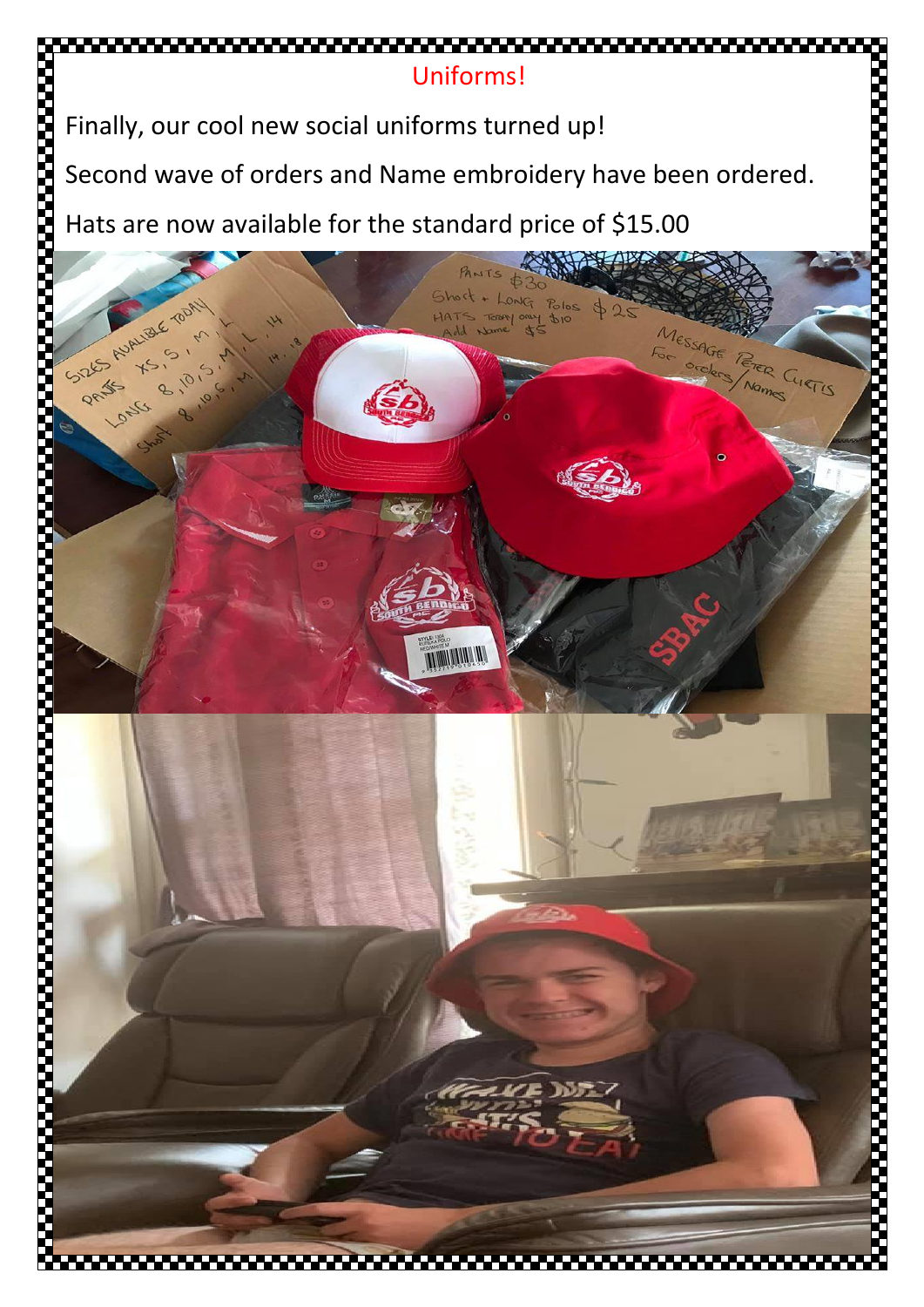# Uniforms!

Finally, our cool new social uniforms turned up!

Second wave of orders and Name embroidery have been ordered.

Hats are now available for the standard price of $15.00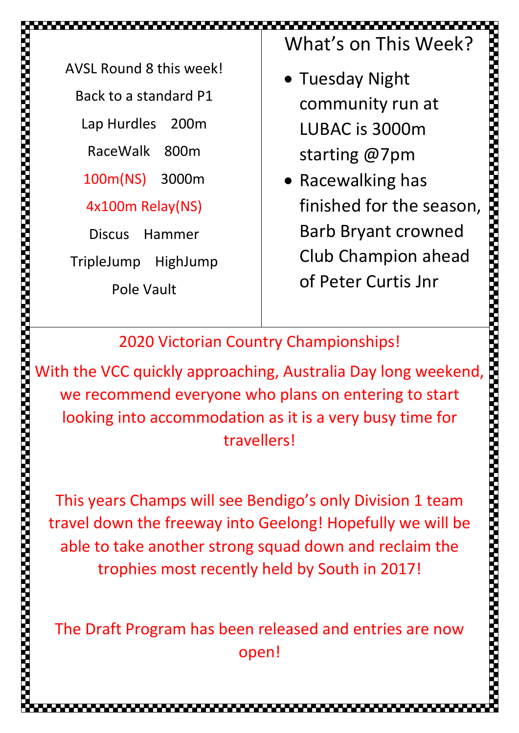AVSL Round 8 this week!

Back to a standard P1

Lap Hurdles    200m

RaceWalk    800m

100m(NS)    3000m

4x100m Relay(NS)

Discus    Hammer

TripleJump    HighJump

Pole Vault

## What's on This Week?

- Tuesday Night community run at LUBAC is 3000m starting @7pm
- Racewalking has finished for the season, Barb Bryant crowned Club Champion ahead of Peter Curtis Jnr

## 2020 Victorian Country Championships!

With the VCC quickly approaching, Australia Day long weekend, we recommend everyone who plans on entering to start looking into accommodation as it is a very busy time for travellers!

This years Champs will see Bendigo's only Division 1 team travel down the freeway into Geelong! Hopefully we will be able to take another strong squad down and reclaim the trophies most recently held by South in 2017!

The Draft Program has been released and entries are now open!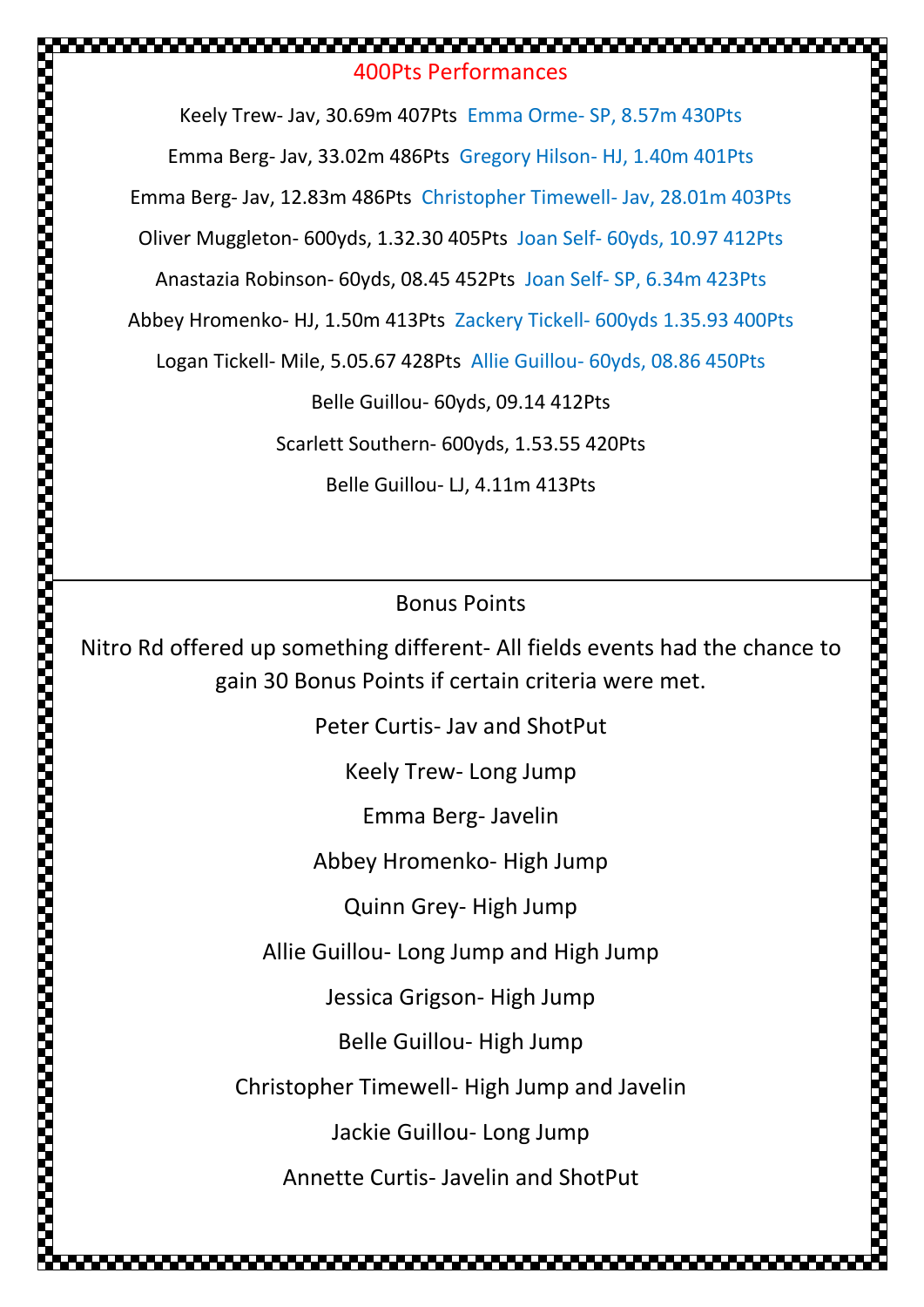## 400Pts Performances

Keely Trew- Jav, 30.69m 407Pts  Emma Orme- SP, 8.57m 430Pts

Emma Berg- Jav, 33.02m 486Pts  Gregory Hilson- HJ, 1.40m 401Pts

Emma Berg- Jav, 12.83m 486Pts  Christopher Timewell- Jav, 28.01m 403Pts

Oliver Muggleton- 600yds, 1.32.30 405Pts  Joan Self- 60yds, 10.97 412Pts

Anastazia Robinson- 60yds, 08.45 452Pts  Joan Self- SP, 6.34m 423Pts

Abbey Hromenko- HJ, 1.50m 413Pts  Zackery Tickell- 600yds 1.35.93 400Pts

Logan Tickell- Mile, 5.05.67 428Pts  Allie Guillou- 60yds, 08.86 450Pts

Belle Guillou- 60yds, 09.14 412Pts

Scarlett Southern- 600yds, 1.53.55 420Pts

Belle Guillou- LJ, 4.11m 413Pts

---

## Bonus Points

Nitro Rd offered up something different- All fields events had the chance to gain 30 Bonus Points if certain criteria were met.

Peter Curtis- Jav and ShotPut

Keely Trew- Long Jump

Emma Berg- Javelin

Abbey Hromenko- High Jump

Quinn Grey- High Jump

Allie Guillou- Long Jump and High Jump

Jessica Grigson- High Jump

Belle Guillou- High Jump

Christopher Timewell- High Jump and Javelin

Jackie Guillou- Long Jump

Annette Curtis- Javelin and ShotPut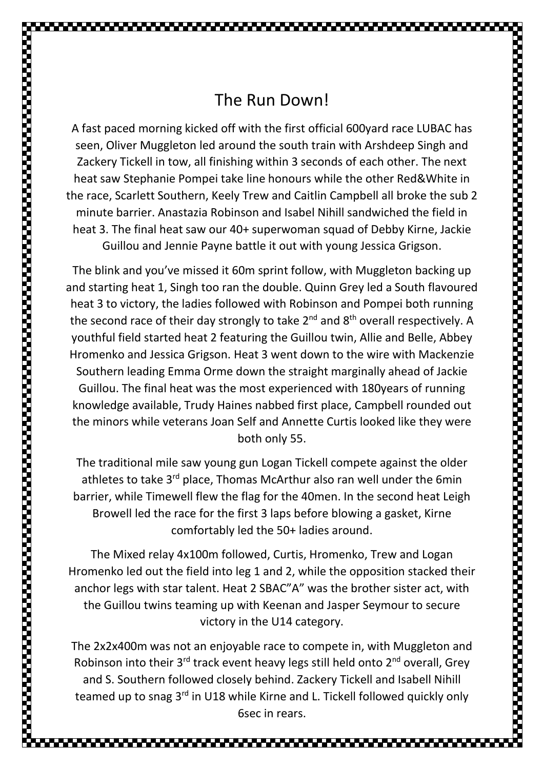# The Run Down!

A fast paced morning kicked off with the first official 600yard race LUBAC has seen, Oliver Muggleton led around the south train with Arshdeep Singh and Zackery Tickell in tow, all finishing within 3 seconds of each other. The next heat saw Stephanie Pompei take line honours while the other Red&White in the race, Scarlett Southern, Keely Trew and Caitlin Campbell all broke the sub 2 minute barrier. Anastazia Robinson and Isabel Nihill sandwiched the field in heat 3. The final heat saw our 40+ superwoman squad of Debby Kirne, Jackie Guillou and Jennie Payne battle it out with young Jessica Grigson.

The blink and you've missed it 60m sprint follow, with Muggleton backing up and starting heat 1, Singh too ran the double. Quinn Grey led a South flavoured heat 3 to victory, the ladies followed with Robinson and Pompei both running the second race of their day strongly to take 2nd and 8th overall respectively. A youthful field started heat 2 featuring the Guillou twin, Allie and Belle, Abbey Hromenko and Jessica Grigson. Heat 3 went down to the wire with Mackenzie Southern leading Emma Orme down the straight marginally ahead of Jackie Guillou. The final heat was the most experienced with 180years of running knowledge available, Trudy Haines nabbed first place, Campbell rounded out the minors while veterans Joan Self and Annette Curtis looked like they were both only 55.

The traditional mile saw young gun Logan Tickell compete against the older athletes to take 3rd place, Thomas McArthur also ran well under the 6min barrier, while Timewell flew the flag for the 40men. In the second heat Leigh Browell led the race for the first 3 laps before blowing a gasket, Kirne comfortably led the 50+ ladies around.

The Mixed relay 4x100m followed, Curtis, Hromenko, Trew and Logan Hromenko led out the field into leg 1 and 2, while the opposition stacked their anchor legs with star talent. Heat 2 SBAC"A" was the brother sister act, with the Guillou twins teaming up with Keenan and Jasper Seymour to secure victory in the U14 category.

The 2x2x400m was not an enjoyable race to compete in, with Muggleton and Robinson into their 3rd track event heavy legs still held onto 2nd overall, Grey and S. Southern followed closely behind. Zackery Tickell and Isabell Nihill teamed up to snag 3rd in U18 while Kirne and L. Tickell followed quickly only 6sec in rears.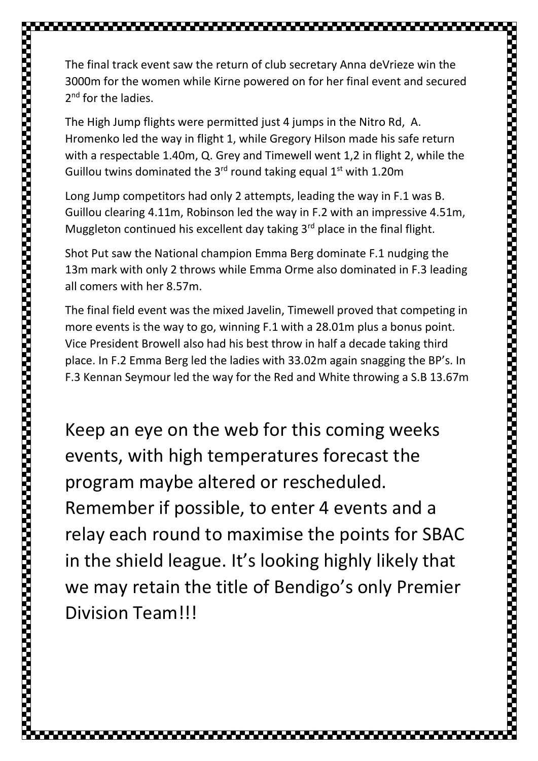The final track event saw the return of club secretary Anna deVrieze win the 3000m for the women while Kirne powered on for her final event and secured 2nd for the ladies.

The High Jump flights were permitted just 4 jumps in the Nitro Rd,  A. Hromenko led the way in flight 1, while Gregory Hilson made his safe return with a respectable 1.40m, Q. Grey and Timewell went 1,2 in flight 2, while the Guillou twins dominated the 3rd round taking equal 1st with 1.20m

Long Jump competitors had only 2 attempts, leading the way in F.1 was B. Guillou clearing 4.11m, Robinson led the way in F.2 with an impressive 4.51m, Muggleton continued his excellent day taking 3rd place in the final flight.

Shot Put saw the National champion Emma Berg dominate F.1 nudging the 13m mark with only 2 throws while Emma Orme also dominated in F.3 leading all comers with her 8.57m.

The final field event was the mixed Javelin, Timewell proved that competing in more events is the way to go, winning F.1 with a 28.01m plus a bonus point. Vice President Browell also had his best throw in half a decade taking third place. In F.2 Emma Berg led the ladies with 33.02m again snagging the BP's. In F.3 Kennan Seymour led the way for the Red and White throwing a S.B 13.67m

## Keep an eye on the web for this coming weeks events, with high temperatures forecast the program maybe altered or rescheduled. Remember if possible, to enter 4 events and a relay each round to maximise the points for SBAC in the shield league. It's looking highly likely that we may retain the title of Bendigo's only Premier Division Team!!!